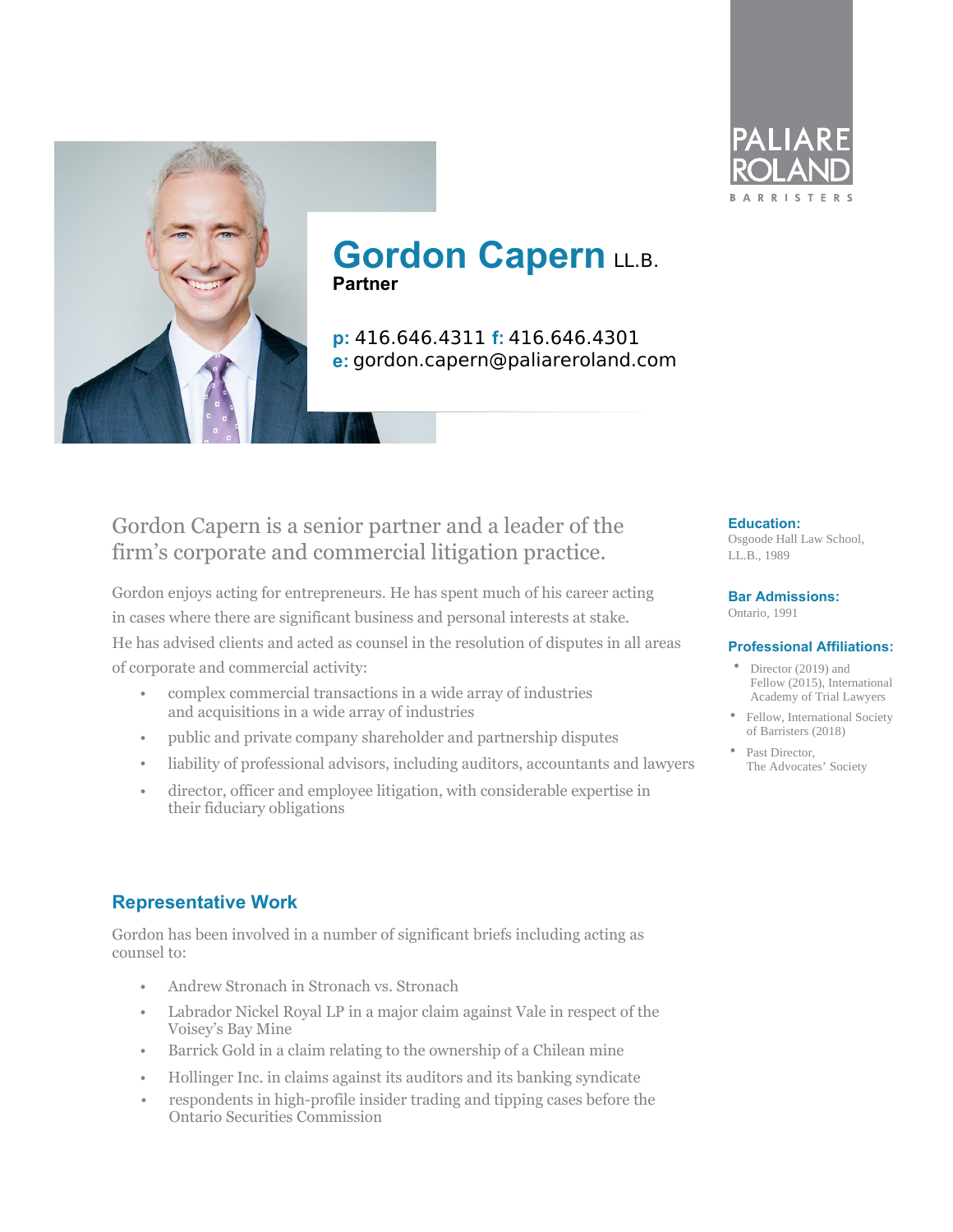PALIARE ROLAND

BARRISTERS

# Gordon Capern LL.B.

**Partner**

**p:** 416.646.4311 **f:** 416.646.4301
**e:** gordon.capern@paliareroland.com

## Gordon Capern is a senior partner and a leader of the firm's corporate and commercial litigation practice.

Gordon enjoys acting for entrepreneurs. He has spent much of his career acting in cases where there are significant business and personal interests at stake. He has advised clients and acted as counsel in the resolution of disputes in all areas of corporate and commercial activity:

- complex commercial transactions in a wide array of industries and acquisitions in a wide array of industries
- public and private company shareholder and partnership disputes
- liability of professional advisors, including auditors, accountants and lawyers
- director, officer and employee litigation, with considerable expertise in their fiduciary obligations

### Education:

Osgoode Hall Law School, LL.B., 1989

### Bar Admissions:

Ontario, 1991

### Professional Affiliations:

- Director (2019) and Fellow (2015), International Academy of Trial Lawyers
- Fellow, International Society of Barristers (2018)
- Past Director, The Advocates' Society

## Representative Work

Gordon has been involved in a number of significant briefs including acting as counsel to:

- Andrew Stronach in Stronach vs. Stronach
- Labrador Nickel Royal LP in a major claim against Vale in respect of the Voisey's Bay Mine
- Barrick Gold in a claim relating to the ownership of a Chilean mine
- Hollinger Inc. in claims against its auditors and its banking syndicate
- respondents in high-profile insider trading and tipping cases before the Ontario Securities Commission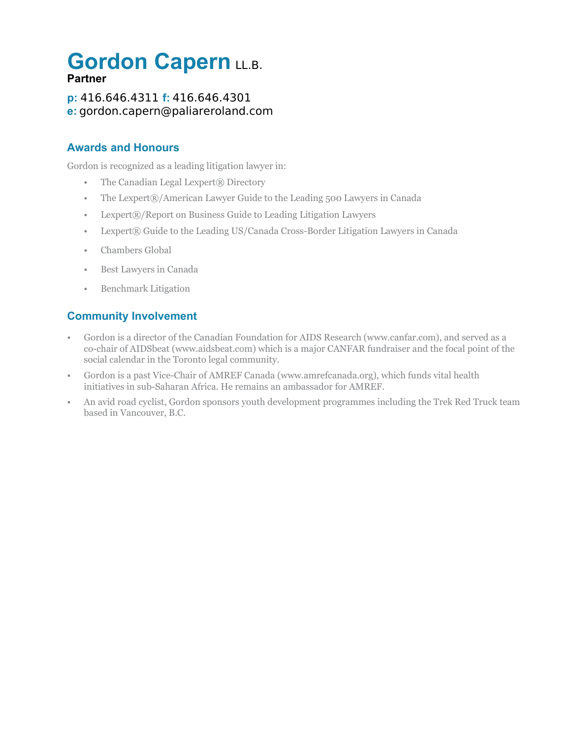# Gordon Capern LL.B.

**Partner**

**p:** 416.646.4311 **f:** 416.646.4301
**e:** gordon.capern@paliareroland.com

## Awards and Honours

Gordon is recognized as a leading litigation lawyer in:

- The Canadian Legal Lexpert® Directory
- The Lexpert®/American Lawyer Guide to the Leading 500 Lawyers in Canada
- Lexpert®/Report on Business Guide to Leading Litigation Lawyers
- Lexpert® Guide to the Leading US/Canada Cross-Border Litigation Lawyers in Canada
- Chambers Global
- Best Lawyers in Canada
- Benchmark Litigation

## Community Involvement

- Gordon is a director of the Canadian Foundation for AIDS Research (www.canfar.com), and served as a co-chair of AIDSbeat (www.aidsbeat.com) which is a major CANFAR fundraiser and the focal point of the social calendar in the Toronto legal community.
- Gordon is a past Vice-Chair of AMREF Canada (www.amrefcanada.org), which funds vital health initiatives in sub-Saharan Africa. He remains an ambassador for AMREF.
- An avid road cyclist, Gordon sponsors youth development programmes including the Trek Red Truck team based in Vancouver, B.C.